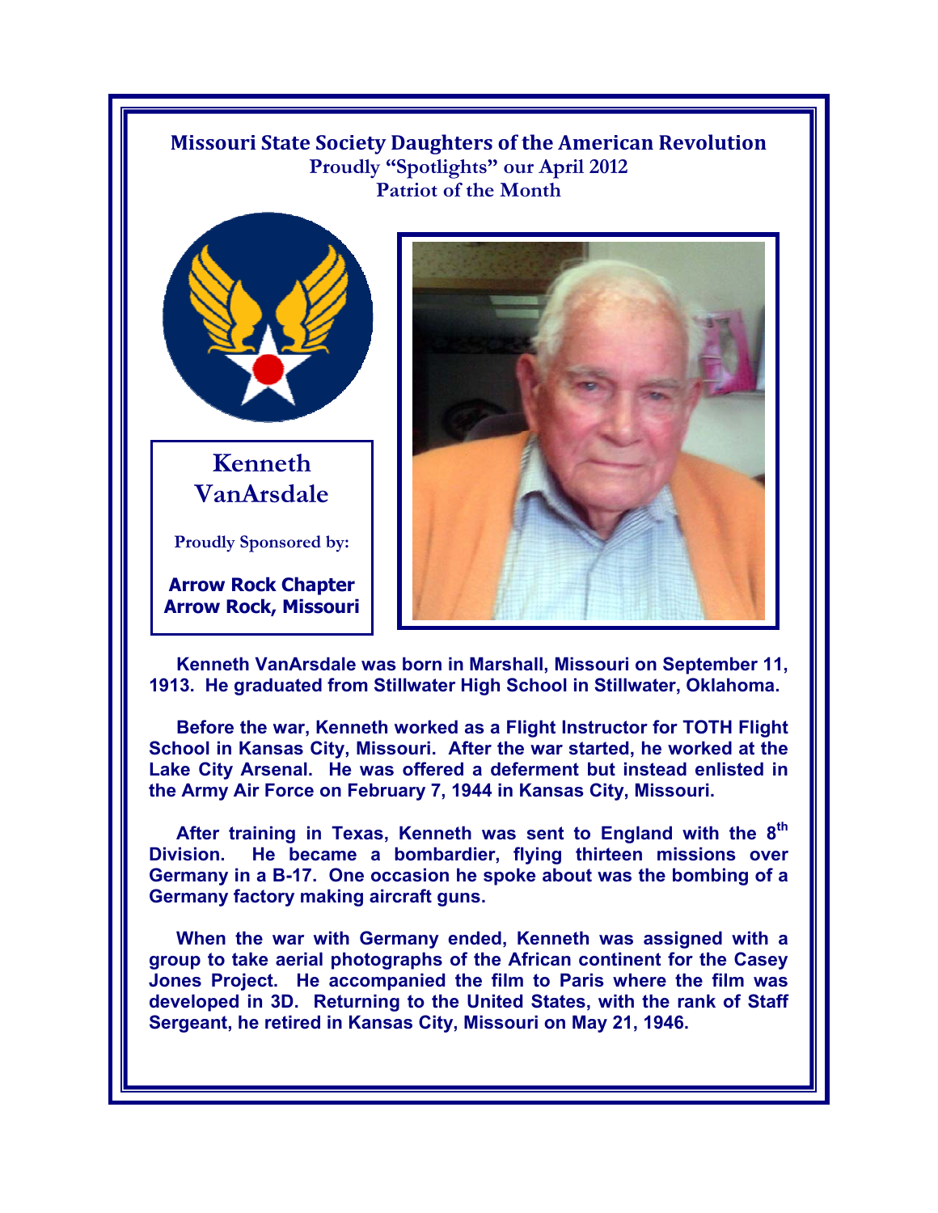## Missouri State Society Daughters of the American Revolution

**Proudly "Spotlights" our April 2012**
**Patriot of the Month**

# Kenneth VanArsdale

**Proudly Sponsored by:**

**Arrow Rock Chapter**
**Arrow Rock, Missouri**

**Kenneth VanArsdale was born in Marshall, Missouri on September 11, 1913. He graduated from Stillwater High School in Stillwater, Oklahoma.**

**Before the war, Kenneth worked as a Flight Instructor for TOTH Flight School in Kansas City, Missouri. After the war started, he worked at the Lake City Arsenal. He was offered a deferment but instead enlisted in the Army Air Force on February 7, 1944 in Kansas City, Missouri.**

**After training in Texas, Kenneth was sent to England with the 8th Division. He became a bombardier, flying thirteen missions over Germany in a B-17. One occasion he spoke about was the bombing of a Germany factory making aircraft guns.**

**When the war with Germany ended, Kenneth was assigned with a group to take aerial photographs of the African continent for the Casey Jones Project. He accompanied the film to Paris where the film was developed in 3D. Returning to the United States, with the rank of Staff Sergeant, he retired in Kansas City, Missouri on May 21, 1946.**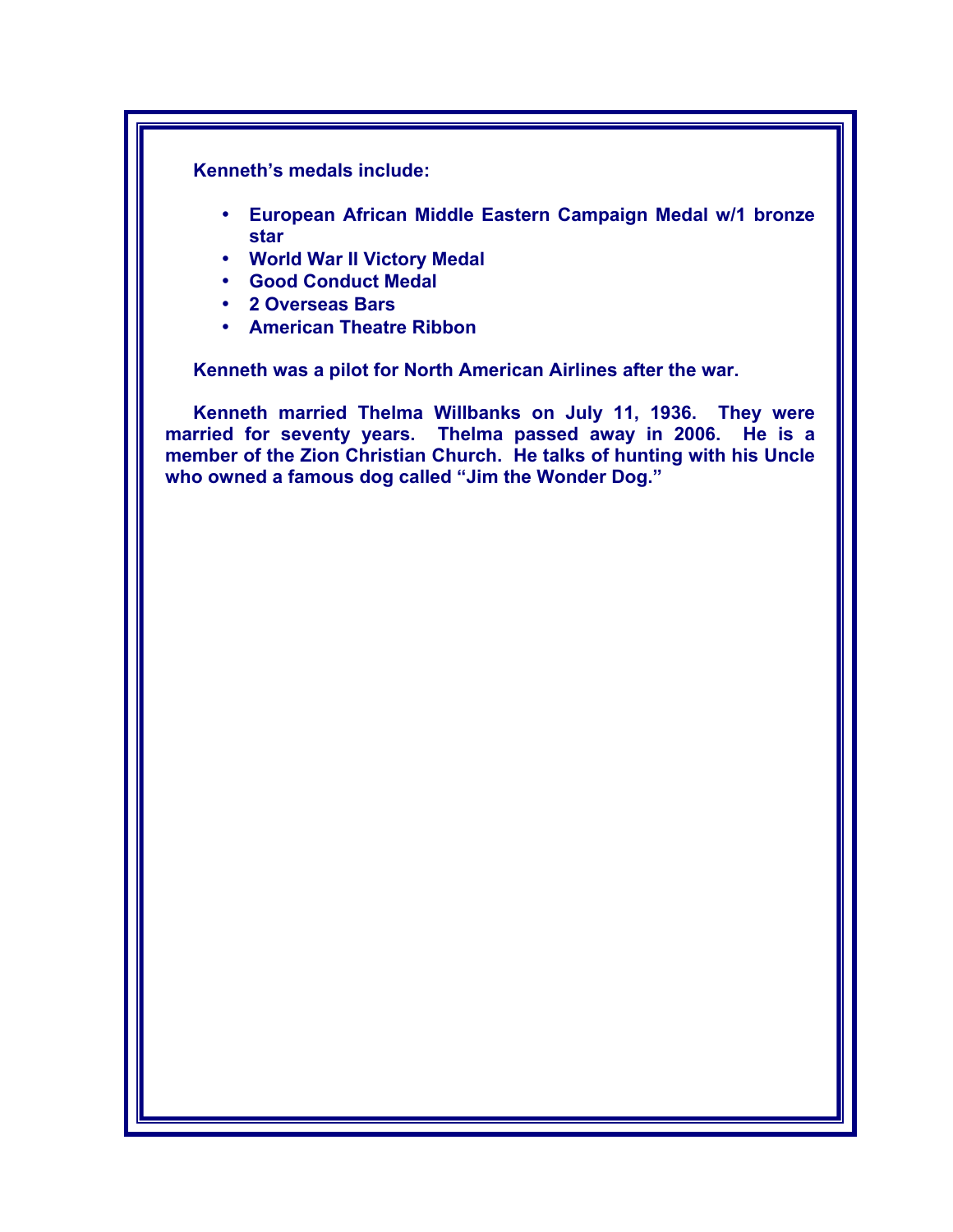**Kenneth's medals include:**

- **European African Middle Eastern Campaign Medal w/1 bronze star**
- **World War II Victory Medal**
- **Good Conduct Medal**
- **2 Overseas Bars**
- **American Theatre Ribbon**

**Kenneth was a pilot for North American Airlines after the war.**

**Kenneth married Thelma Willbanks on July 11, 1936. They were married for seventy years. Thelma passed away in 2006. He is a member of the Zion Christian Church. He talks of hunting with his Uncle who owned a famous dog called "Jim the Wonder Dog."**